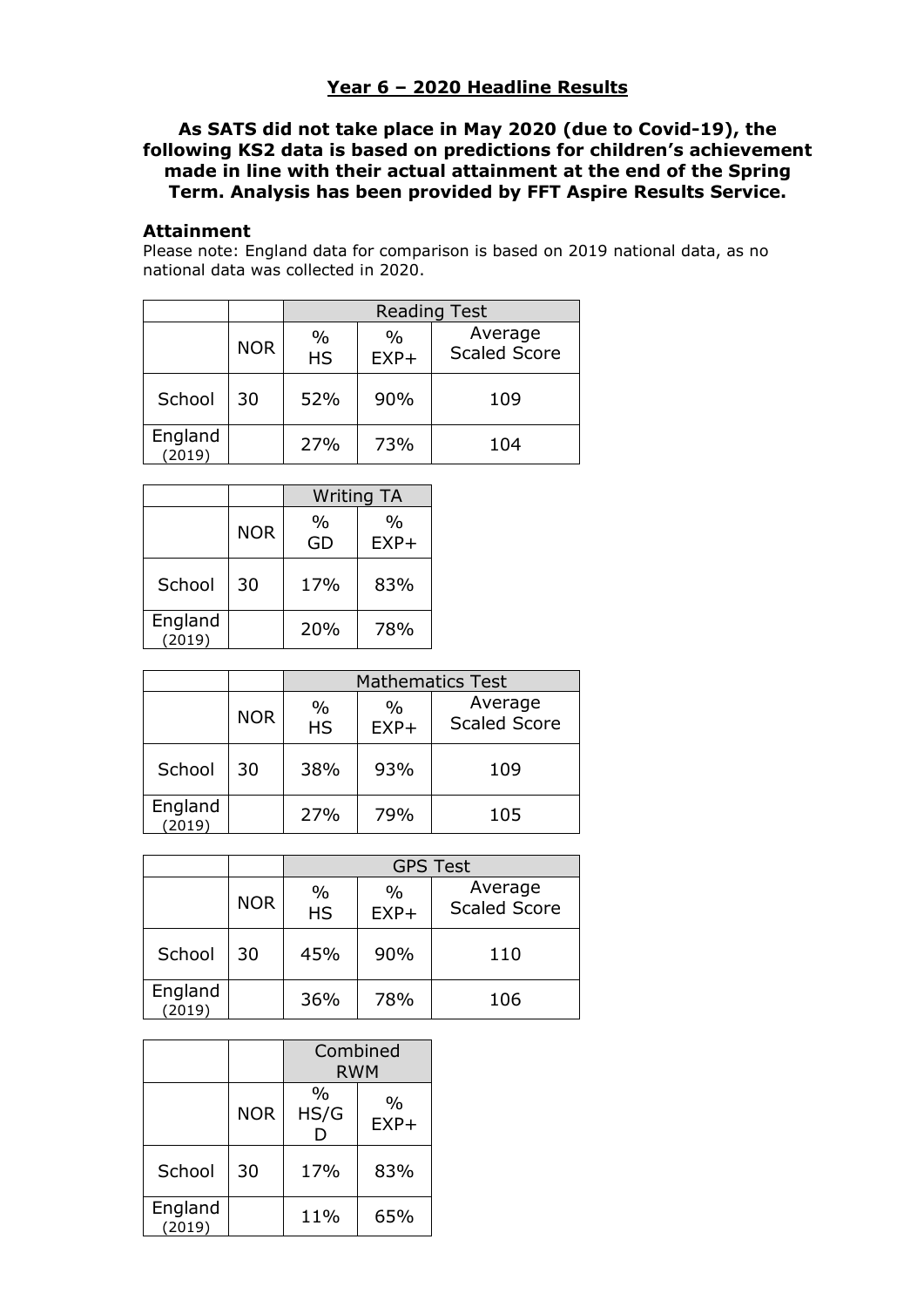## Year 6 – 2020 Headline Results

**As SATS did not take place in May 2020 (due to Covid-19), the following KS2 data is based on predictions for children's achievement made in line with their actual attainment at the end of the Spring Term. Analysis has been provided by FFT Aspire Results Service.**

### Attainment

Please note: England data for comparison is based on 2019 national data, as no national data was collected in 2020.

| | | Reading Test | | |
|---|---|---|---|---|
| | NOR | % HS | % EXP+ | Average Scaled Score |
| School | 30 | 52% | 90% | 109 |
| England (2019) | | 27% | 73% | 104 |

| | | Writing TA | |
|---|---|---|---|
| | NOR | % GD | % EXP+ |
| School | 30 | 17% | 83% |
| England (2019) | | 20% | 78% |

| | | Mathematics Test | | |
|---|---|---|---|---|
| | NOR | % HS | % EXP+ | Average Scaled Score |
| School | 30 | 38% | 93% | 109 |
| England (2019) | | 27% | 79% | 105 |

| | | GPS Test | | |
|---|---|---|---|---|
| | NOR | % HS | % EXP+ | Average Scaled Score |
| School | 30 | 45% | 90% | 110 |
| England (2019) | | 36% | 78% | 106 |

| | | Combined RWM | |
|---|---|---|---|
| | NOR | % HS/GD | % EXP+ |
| School | 30 | 17% | 83% |
| England (2019) | | 11% | 65% |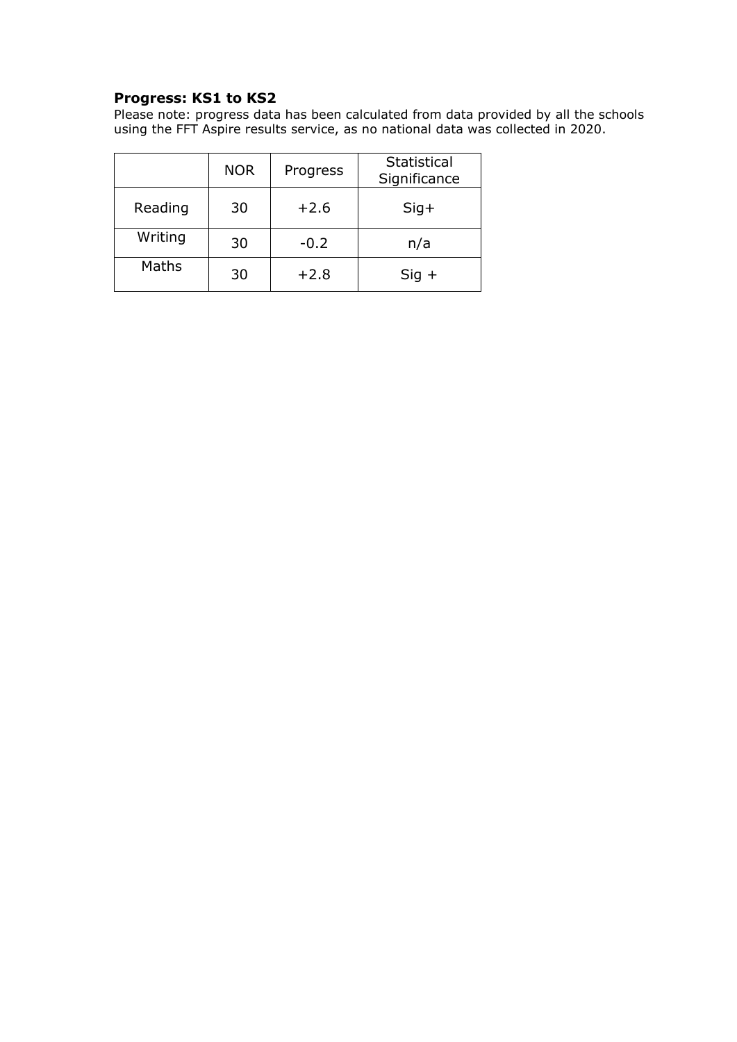### Progress: KS1 to KS2

Please note: progress data has been calculated from data provided by all the schools using the FFT Aspire results service, as no national data was collected in 2020.

| | NOR | Progress | Statistical Significance |
|---|---|---|---|
| Reading | 30 | +2.6 | Sig+ |
| Writing | 30 | -0.2 | n/a |
| Maths | 30 | +2.8 | Sig + |